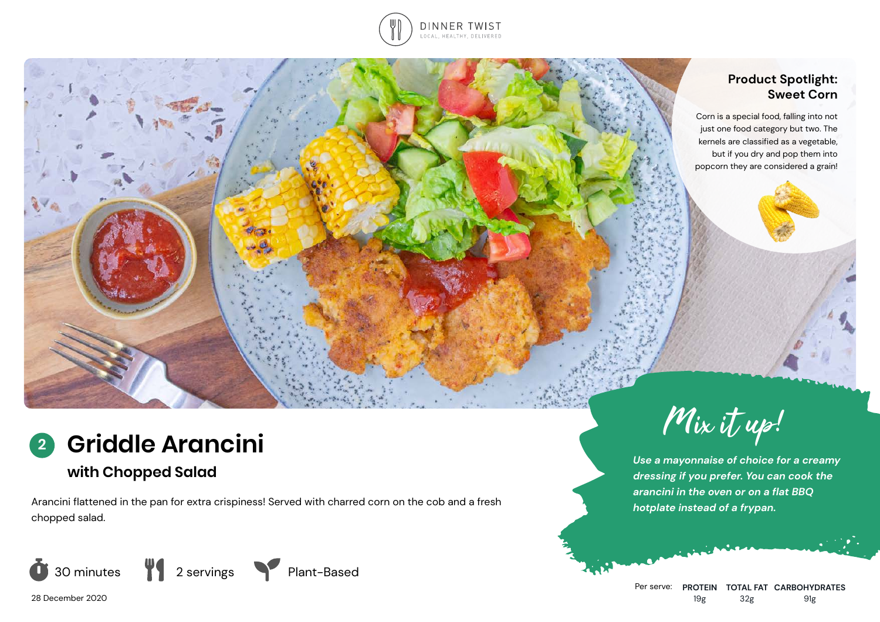DINNER TWIST
LOCAL, HEALTHY, DELIVERED

## Product Spotlight: Sweet Corn

Corn is a special food, falling into not just one food category but two. The kernels are classified as a vegetable, but if you dry and pop them into popcorn they are considered a grain!

# 2 Griddle Arancini

## with Chopped Salad

Arancini flattened in the pan for extra crispiness! Served with charred corn on the cob and a fresh chopped salad.

30 minutes | 2 servings | Plant-Based

28 December 2020

### Mix it up!

*Use a mayonnaise of choice for a creamy dressing if you prefer. You can cook the arancini in the oven or on a flat BBQ hotplate instead of a frypan.*

| Per serve: | PROTEIN | TOTAL FAT | CARBOHYDRATES |
|---|---|---|---|
| | 19g | 32g | 91g |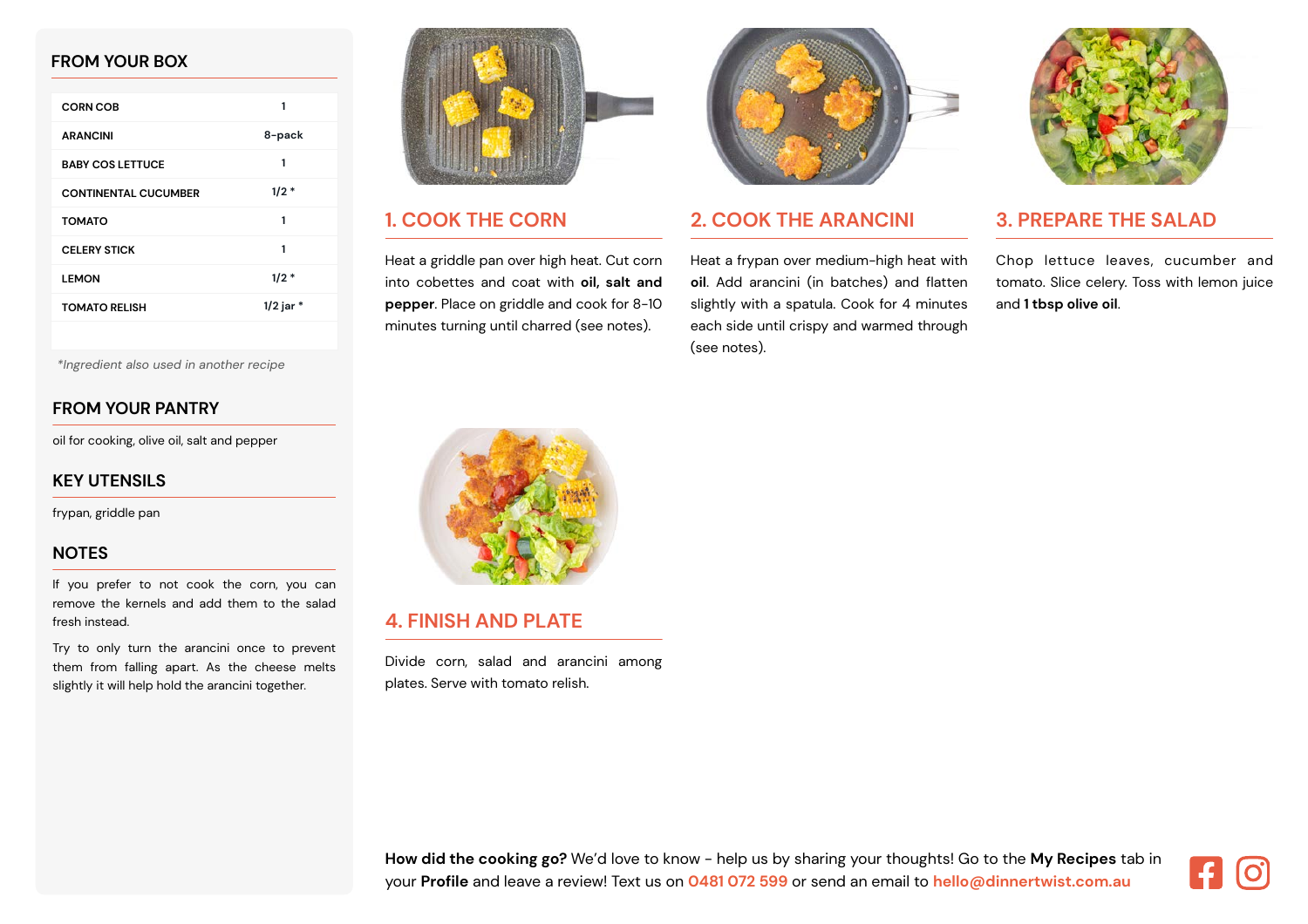## FROM YOUR BOX

| | |
|---|---|
| CORN COB | 1 |
| ARANCINI | 8-pack |
| BABY COS LETTUCE | 1 |
| CONTINENTAL CUCUMBER | 1/2 * |
| TOMATO | 1 |
| CELERY STICK | 1 |
| LEMON | 1/2 * |
| TOMATO RELISH | 1/2 jar * |

*\*Ingredient also used in another recipe*

## FROM YOUR PANTRY

oil for cooking, olive oil, salt and pepper

## KEY UTENSILS

frypan, griddle pan

## NOTES

If you prefer to not cook the corn, you can remove the kernels and add them to the salad fresh instead.

Try to only turn the arancini once to prevent them from falling apart. As the cheese melts slightly it will help hold the arancini together.

## 1. COOK THE CORN

Heat a griddle pan over high heat. Cut corn into cobettes and coat with **oil, salt and pepper**. Place on griddle and cook for 8-10 minutes turning until charred (see notes).

## 2. COOK THE ARANCINI

Heat a frypan over medium-high heat with **oil**. Add arancini (in batches) and flatten slightly with a spatula. Cook for 4 minutes each side until crispy and warmed through (see notes).

## 3. PREPARE THE SALAD

Chop lettuce leaves, cucumber and tomato. Slice celery. Toss with lemon juice and **1 tbsp olive oil**.

## 4. FINISH AND PLATE

Divide corn, salad and arancini among plates. Serve with tomato relish.

**How did the cooking go?** We'd love to know - help us by sharing your thoughts! Go to the **My Recipes** tab in your **Profile** and leave a review! Text us on 0481 072 599 or send an email to hello@dinnertwist.com.au